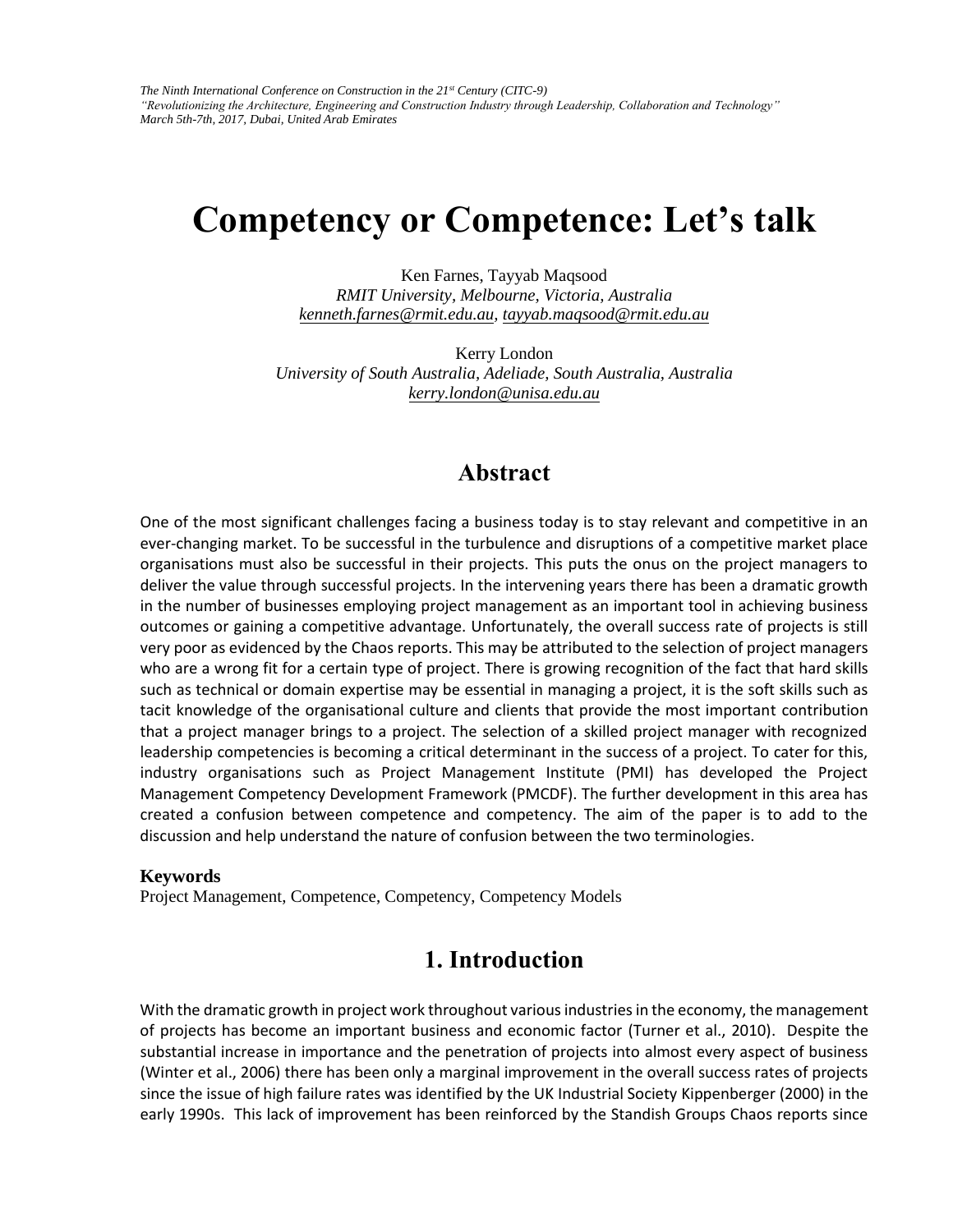# Competency or Competence: Let's talk

Ken Farnes, Tayyab Maqsood
*RMIT University, Melbourne, Victoria, Australia*
kenneth.farnes@rmit.edu.au, tayyab.maqsood@rmit.edu.au

Kerry London
*University of South Australia, Adeliade, South Australia, Australia*
kerry.london@unisa.edu.au

## Abstract

One of the most significant challenges facing a business today is to stay relevant and competitive in an ever-changing market. To be successful in the turbulence and disruptions of a competitive market place organisations must also be successful in their projects. This puts the onus on the project managers to deliver the value through successful projects. In the intervening years there has been a dramatic growth in the number of businesses employing project management as an important tool in achieving business outcomes or gaining a competitive advantage. Unfortunately, the overall success rate of projects is still very poor as evidenced by the Chaos reports. This may be attributed to the selection of project managers who are a wrong fit for a certain type of project. There is growing recognition of the fact that hard skills such as technical or domain expertise may be essential in managing a project, it is the soft skills such as tacit knowledge of the organisational culture and clients that provide the most important contribution that a project manager brings to a project. The selection of a skilled project manager with recognized leadership competencies is becoming a critical determinant in the success of a project. To cater for this, industry organisations such as Project Management Institute (PMI) has developed the Project Management Competency Development Framework (PMCDF). The further development in this area has created a confusion between competence and competency. The aim of the paper is to add to the discussion and help understand the nature of confusion between the two terminologies.

### Keywords

Project Management, Competence, Competency, Competency Models

## 1. Introduction

With the dramatic growth in project work throughout various industries in the economy, the management of projects has become an important business and economic factor (Turner et al., 2010). Despite the substantial increase in importance and the penetration of projects into almost every aspect of business (Winter et al., 2006) there has been only a marginal improvement in the overall success rates of projects since the issue of high failure rates was identified by the UK Industrial Society Kippenberger (2000) in the early 1990s. This lack of improvement has been reinforced by the Standish Groups Chaos reports since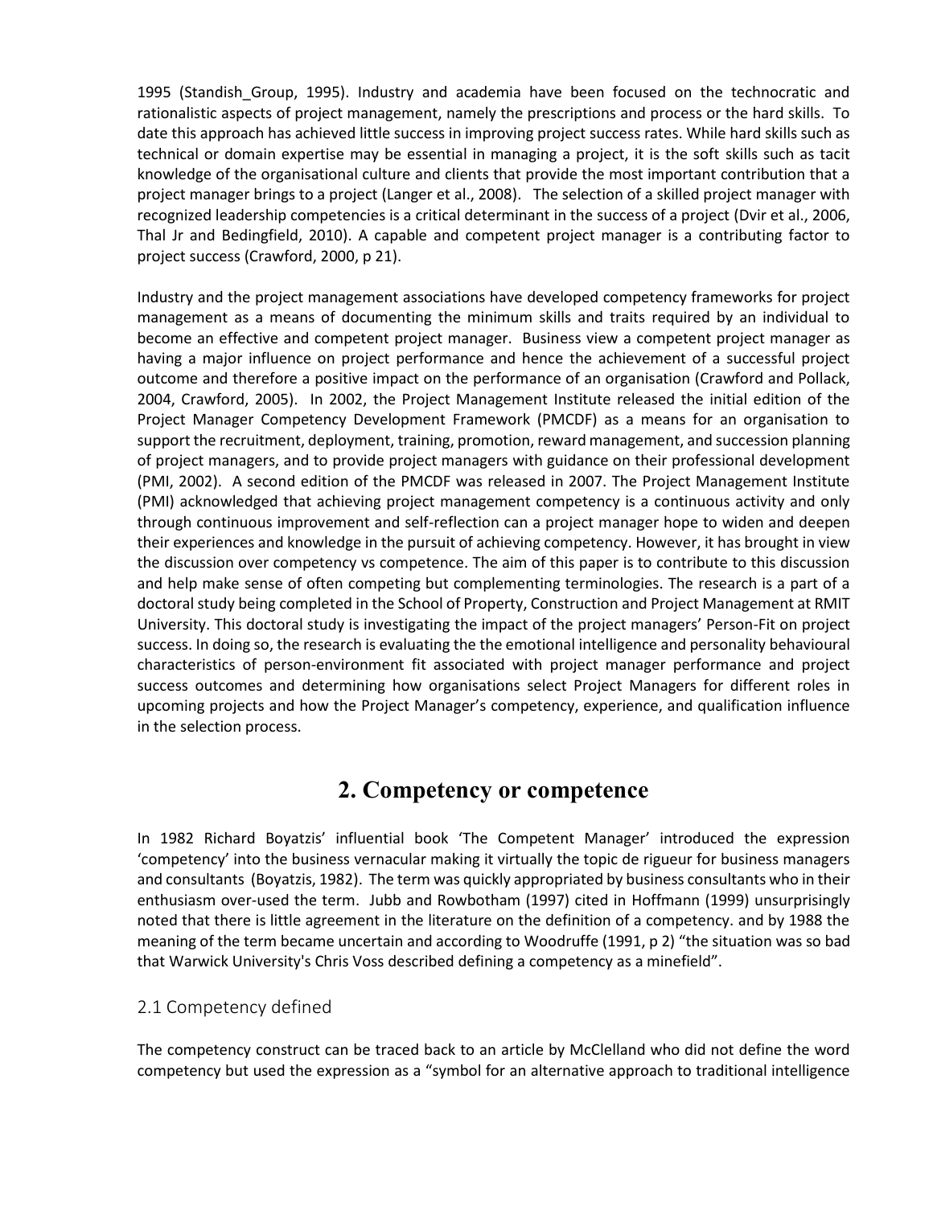1995 (Standish_Group, 1995). Industry and academia have been focused on the technocratic and rationalistic aspects of project management, namely the prescriptions and process or the hard skills. To date this approach has achieved little success in improving project success rates. While hard skills such as technical or domain expertise may be essential in managing a project, it is the soft skills such as tacit knowledge of the organisational culture and clients that provide the most important contribution that a project manager brings to a project (Langer et al., 2008). The selection of a skilled project manager with recognized leadership competencies is a critical determinant in the success of a project (Dvir et al., 2006, Thal Jr and Bedingfield, 2010). A capable and competent project manager is a contributing factor to project success (Crawford, 2000, p 21).

Industry and the project management associations have developed competency frameworks for project management as a means of documenting the minimum skills and traits required by an individual to become an effective and competent project manager. Business view a competent project manager as having a major influence on project performance and hence the achievement of a successful project outcome and therefore a positive impact on the performance of an organisation (Crawford and Pollack, 2004, Crawford, 2005). In 2002, the Project Management Institute released the initial edition of the Project Manager Competency Development Framework (PMCDF) as a means for an organisation to support the recruitment, deployment, training, promotion, reward management, and succession planning of project managers, and to provide project managers with guidance on their professional development (PMI, 2002). A second edition of the PMCDF was released in 2007. The Project Management Institute (PMI) acknowledged that achieving project management competency is a continuous activity and only through continuous improvement and self-reflection can a project manager hope to widen and deepen their experiences and knowledge in the pursuit of achieving competency. However, it has brought in view the discussion over competency vs competence. The aim of this paper is to contribute to this discussion and help make sense of often competing but complementing terminologies. The research is a part of a doctoral study being completed in the School of Property, Construction and Project Management at RMIT University. This doctoral study is investigating the impact of the project managers' Person-Fit on project success. In doing so, the research is evaluating the the emotional intelligence and personality behavioural characteristics of person-environment fit associated with project manager performance and project success outcomes and determining how organisations select Project Managers for different roles in upcoming projects and how the Project Manager's competency, experience, and qualification influence in the selection process.

# 2. Competency or competence

In 1982 Richard Boyatzis' influential book 'The Competent Manager' introduced the expression 'competency' into the business vernacular making it virtually the topic de rigueur for business managers and consultants (Boyatzis, 1982). The term was quickly appropriated by business consultants who in their enthusiasm over-used the term. Jubb and Rowbotham (1997) cited in Hoffmann (1999) unsurprisingly noted that there is little agreement in the literature on the definition of a competency. and by 1988 the meaning of the term became uncertain and according to Woodruffe (1991, p 2) "the situation was so bad that Warwick University's Chris Voss described defining a competency as a minefield".

## 2.1 Competency defined

The competency construct can be traced back to an article by McClelland who did not define the word competency but used the expression as a "symbol for an alternative approach to traditional intelligence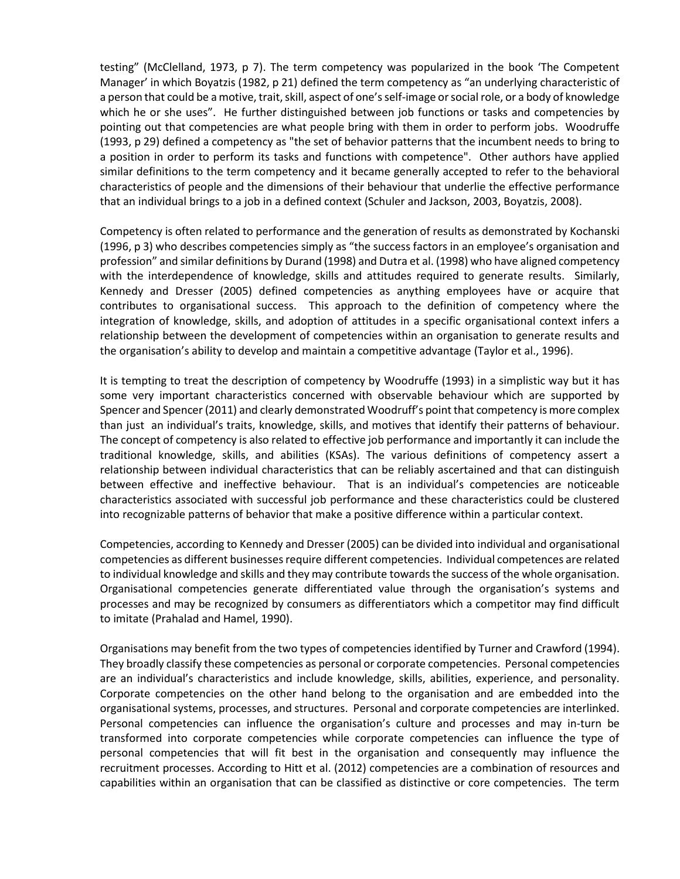testing" (McClelland, 1973, p 7). The term competency was popularized in the book 'The Competent Manager' in which Boyatzis (1982, p 21) defined the term competency as "an underlying characteristic of a person that could be a motive, trait, skill, aspect of one's self-image or social role, or a body of knowledge which he or she uses". He further distinguished between job functions or tasks and competencies by pointing out that competencies are what people bring with them in order to perform jobs. Woodruffe (1993, p 29) defined a competency as "the set of behavior patterns that the incumbent needs to bring to a position in order to perform its tasks and functions with competence". Other authors have applied similar definitions to the term competency and it became generally accepted to refer to the behavioral characteristics of people and the dimensions of their behaviour that underlie the effective performance that an individual brings to a job in a defined context (Schuler and Jackson, 2003, Boyatzis, 2008).

Competency is often related to performance and the generation of results as demonstrated by Kochanski (1996, p 3) who describes competencies simply as "the success factors in an employee's organisation and profession" and similar definitions by Durand (1998) and Dutra et al. (1998) who have aligned competency with the interdependence of knowledge, skills and attitudes required to generate results. Similarly, Kennedy and Dresser (2005) defined competencies as anything employees have or acquire that contributes to organisational success. This approach to the definition of competency where the integration of knowledge, skills, and adoption of attitudes in a specific organisational context infers a relationship between the development of competencies within an organisation to generate results and the organisation's ability to develop and maintain a competitive advantage (Taylor et al., 1996).

It is tempting to treat the description of competency by Woodruffe (1993) in a simplistic way but it has some very important characteristics concerned with observable behaviour which are supported by Spencer and Spencer (2011) and clearly demonstrated Woodruff's point that competency is more complex than just an individual's traits, knowledge, skills, and motives that identify their patterns of behaviour. The concept of competency is also related to effective job performance and importantly it can include the traditional knowledge, skills, and abilities (KSAs). The various definitions of competency assert a relationship between individual characteristics that can be reliably ascertained and that can distinguish between effective and ineffective behaviour. That is an individual's competencies are noticeable characteristics associated with successful job performance and these characteristics could be clustered into recognizable patterns of behavior that make a positive difference within a particular context.

Competencies, according to Kennedy and Dresser (2005) can be divided into individual and organisational competencies as different businesses require different competencies. Individual competences are related to individual knowledge and skills and they may contribute towards the success of the whole organisation. Organisational competencies generate differentiated value through the organisation's systems and processes and may be recognized by consumers as differentiators which a competitor may find difficult to imitate (Prahalad and Hamel, 1990).

Organisations may benefit from the two types of competencies identified by Turner and Crawford (1994). They broadly classify these competencies as personal or corporate competencies. Personal competencies are an individual's characteristics and include knowledge, skills, abilities, experience, and personality. Corporate competencies on the other hand belong to the organisation and are embedded into the organisational systems, processes, and structures. Personal and corporate competencies are interlinked. Personal competencies can influence the organisation's culture and processes and may in-turn be transformed into corporate competencies while corporate competencies can influence the type of personal competencies that will fit best in the organisation and consequently may influence the recruitment processes. According to Hitt et al. (2012) competencies are a combination of resources and capabilities within an organisation that can be classified as distinctive or core competencies. The term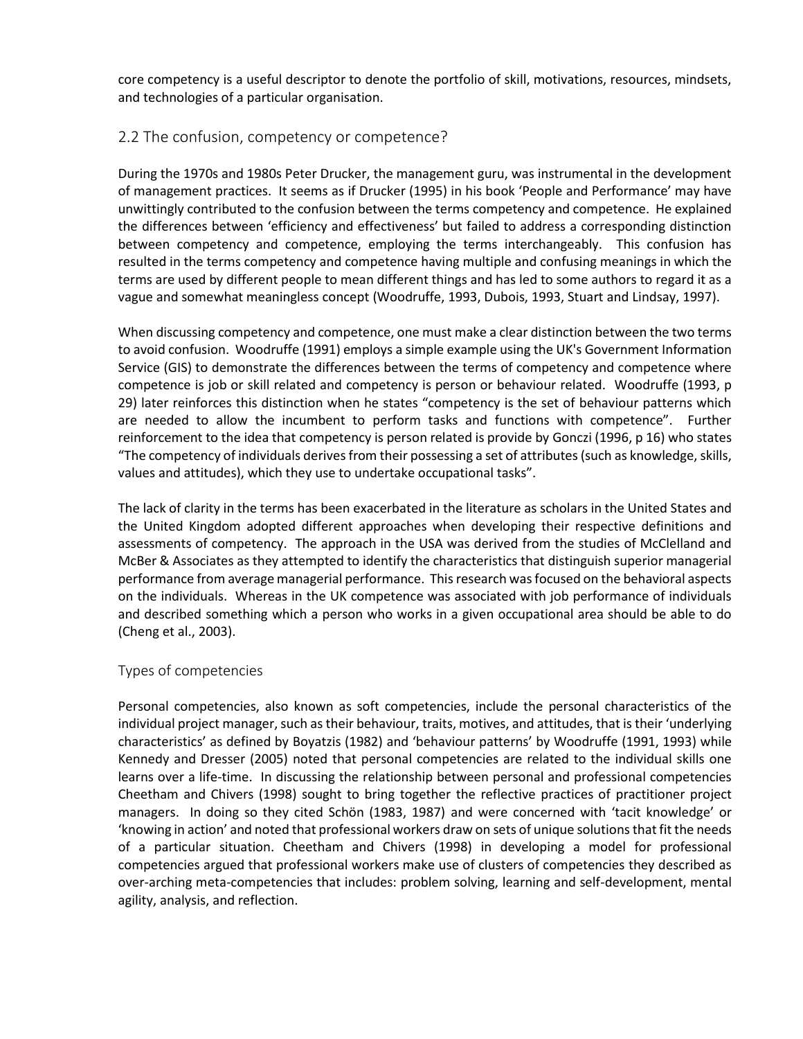core competency is a useful descriptor to denote the portfolio of skill, motivations, resources, mindsets, and technologies of a particular organisation.

## 2.2 The confusion, competency or competence?

During the 1970s and 1980s Peter Drucker, the management guru, was instrumental in the development of management practices. It seems as if Drucker (1995) in his book 'People and Performance' may have unwittingly contributed to the confusion between the terms competency and competence. He explained the differences between 'efficiency and effectiveness' but failed to address a corresponding distinction between competency and competence, employing the terms interchangeably. This confusion has resulted in the terms competency and competence having multiple and confusing meanings in which the terms are used by different people to mean different things and has led to some authors to regard it as a vague and somewhat meaningless concept (Woodruffe, 1993, Dubois, 1993, Stuart and Lindsay, 1997).

When discussing competency and competence, one must make a clear distinction between the two terms to avoid confusion. Woodruffe (1991) employs a simple example using the UK's Government Information Service (GIS) to demonstrate the differences between the terms of competency and competence where competence is job or skill related and competency is person or behaviour related. Woodruffe (1993, p 29) later reinforces this distinction when he states "competency is the set of behaviour patterns which are needed to allow the incumbent to perform tasks and functions with competence". Further reinforcement to the idea that competency is person related is provide by Gonczi (1996, p 16) who states "The competency of individuals derives from their possessing a set of attributes (such as knowledge, skills, values and attitudes), which they use to undertake occupational tasks".

The lack of clarity in the terms has been exacerbated in the literature as scholars in the United States and the United Kingdom adopted different approaches when developing their respective definitions and assessments of competency. The approach in the USA was derived from the studies of McClelland and McBer & Associates as they attempted to identify the characteristics that distinguish superior managerial performance from average managerial performance. This research was focused on the behavioral aspects on the individuals. Whereas in the UK competence was associated with job performance of individuals and described something which a person who works in a given occupational area should be able to do (Cheng et al., 2003).

### Types of competencies

Personal competencies, also known as soft competencies, include the personal characteristics of the individual project manager, such as their behaviour, traits, motives, and attitudes, that is their 'underlying characteristics' as defined by Boyatzis (1982) and 'behaviour patterns' by Woodruffe (1991, 1993) while Kennedy and Dresser (2005) noted that personal competencies are related to the individual skills one learns over a life-time. In discussing the relationship between personal and professional competencies Cheetham and Chivers (1998) sought to bring together the reflective practices of practitioner project managers. In doing so they cited Schön (1983, 1987) and were concerned with 'tacit knowledge' or 'knowing in action' and noted that professional workers draw on sets of unique solutions that fit the needs of a particular situation. Cheetham and Chivers (1998) in developing a model for professional competencies argued that professional workers make use of clusters of competencies they described as over-arching meta-competencies that includes: problem solving, learning and self-development, mental agility, analysis, and reflection.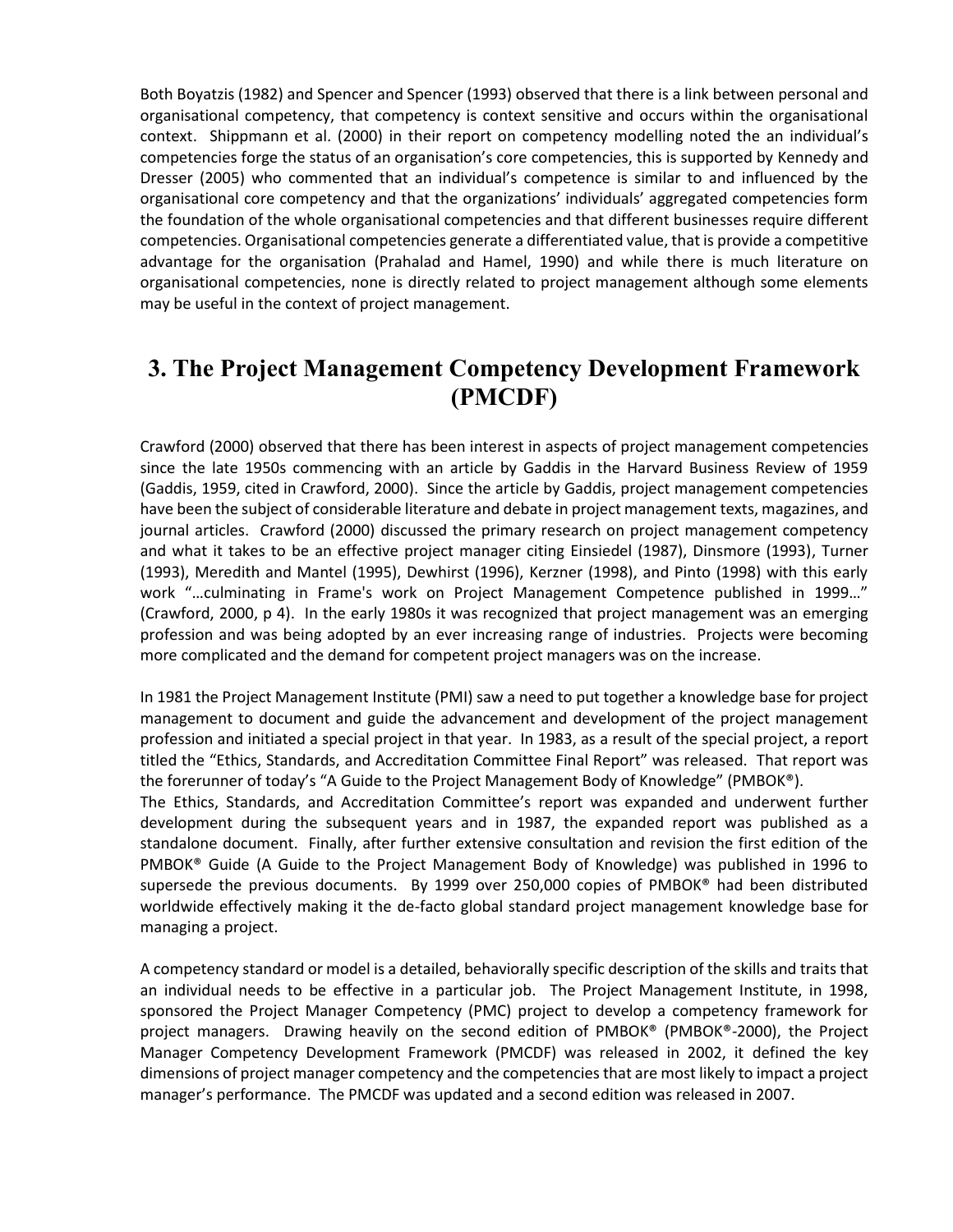Both Boyatzis (1982) and Spencer and Spencer (1993) observed that there is a link between personal and organisational competency, that competency is context sensitive and occurs within the organisational context. Shippmann et al. (2000) in their report on competency modelling noted the an individual's competencies forge the status of an organisation's core competencies, this is supported by Kennedy and Dresser (2005) who commented that an individual's competence is similar to and influenced by the organisational core competency and that the organizations' individuals' aggregated competencies form the foundation of the whole organisational competencies and that different businesses require different competencies. Organisational competencies generate a differentiated value, that is provide a competitive advantage for the organisation (Prahalad and Hamel, 1990) and while there is much literature on organisational competencies, none is directly related to project management although some elements may be useful in the context of project management.

# 3. The Project Management Competency Development Framework (PMCDF)

Crawford (2000) observed that there has been interest in aspects of project management competencies since the late 1950s commencing with an article by Gaddis in the Harvard Business Review of 1959 (Gaddis, 1959, cited in Crawford, 2000). Since the article by Gaddis, project management competencies have been the subject of considerable literature and debate in project management texts, magazines, and journal articles. Crawford (2000) discussed the primary research on project management competency and what it takes to be an effective project manager citing Einsiedel (1987), Dinsmore (1993), Turner (1993), Meredith and Mantel (1995), Dewhirst (1996), Kerzner (1998), and Pinto (1998) with this early work "…culminating in Frame's work on Project Management Competence published in 1999…" (Crawford, 2000, p 4). In the early 1980s it was recognized that project management was an emerging profession and was being adopted by an ever increasing range of industries. Projects were becoming more complicated and the demand for competent project managers was on the increase.

In 1981 the Project Management Institute (PMI) saw a need to put together a knowledge base for project management to document and guide the advancement and development of the project management profession and initiated a special project in that year. In 1983, as a result of the special project, a report titled the "Ethics, Standards, and Accreditation Committee Final Report" was released. That report was the forerunner of today's "A Guide to the Project Management Body of Knowledge" (PMBOK®).

The Ethics, Standards, and Accreditation Committee's report was expanded and underwent further development during the subsequent years and in 1987, the expanded report was published as a standalone document. Finally, after further extensive consultation and revision the first edition of the PMBOK® Guide (A Guide to the Project Management Body of Knowledge) was published in 1996 to supersede the previous documents. By 1999 over 250,000 copies of PMBOK® had been distributed worldwide effectively making it the de-facto global standard project management knowledge base for managing a project.

A competency standard or model is a detailed, behaviorally specific description of the skills and traits that an individual needs to be effective in a particular job. The Project Management Institute, in 1998, sponsored the Project Manager Competency (PMC) project to develop a competency framework for project managers. Drawing heavily on the second edition of PMBOK® (PMBOK®-2000), the Project Manager Competency Development Framework (PMCDF) was released in 2002, it defined the key dimensions of project manager competency and the competencies that are most likely to impact a project manager's performance. The PMCDF was updated and a second edition was released in 2007.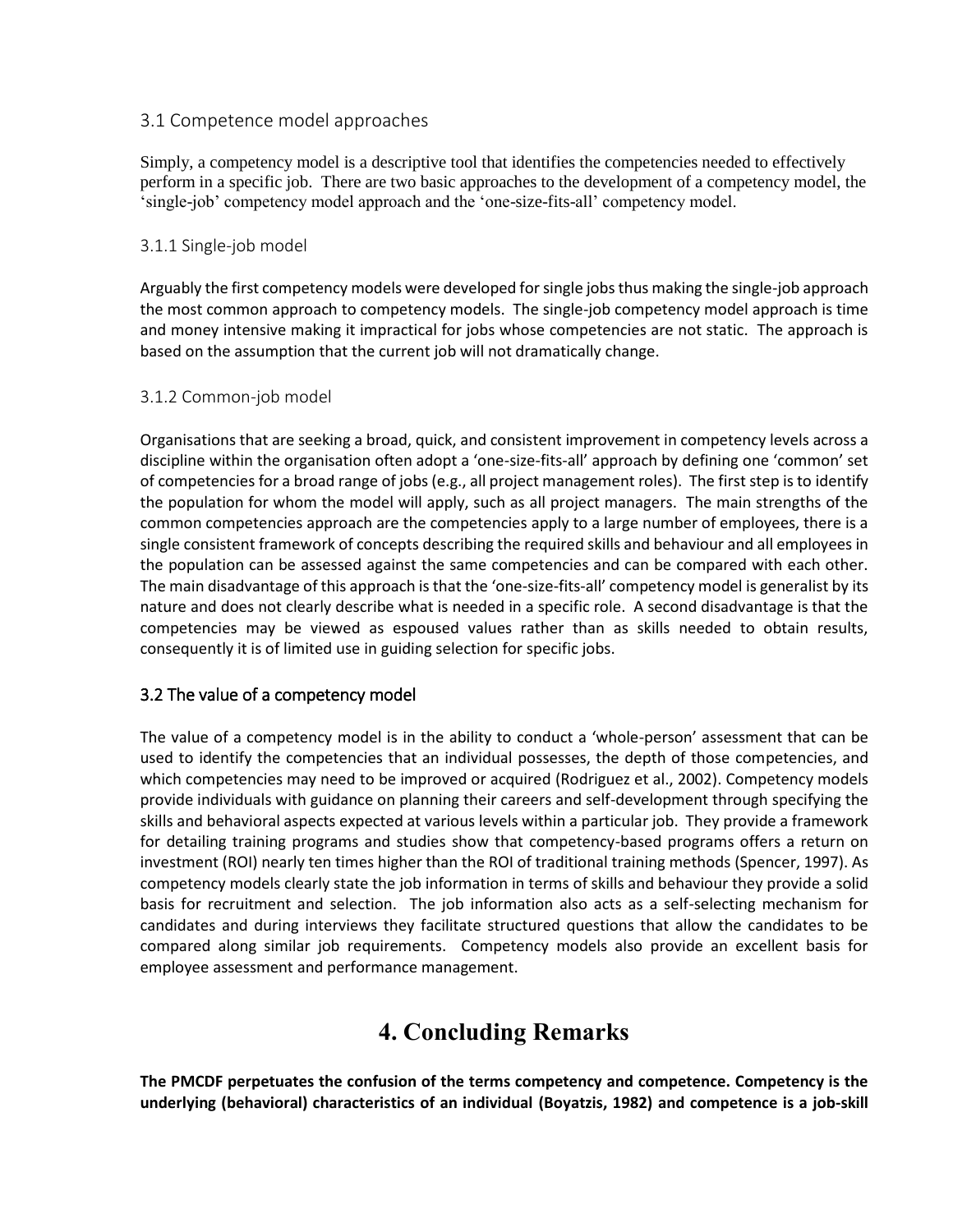## 3.1 Competence model approaches

Simply, a competency model is a descriptive tool that identifies the competencies needed to effectively perform in a specific job. There are two basic approaches to the development of a competency model, the 'single-job' competency model approach and the 'one-size-fits-all' competency model.

### 3.1.1 Single-job model

Arguably the first competency models were developed for single jobs thus making the single-job approach the most common approach to competency models. The single-job competency model approach is time and money intensive making it impractical for jobs whose competencies are not static. The approach is based on the assumption that the current job will not dramatically change.

### 3.1.2 Common-job model

Organisations that are seeking a broad, quick, and consistent improvement in competency levels across a discipline within the organisation often adopt a 'one-size-fits-all' approach by defining one 'common' set of competencies for a broad range of jobs (e.g., all project management roles). The first step is to identify the population for whom the model will apply, such as all project managers. The main strengths of the common competencies approach are the competencies apply to a large number of employees, there is a single consistent framework of concepts describing the required skills and behaviour and all employees in the population can be assessed against the same competencies and can be compared with each other. The main disadvantage of this approach is that the 'one-size-fits-all' competency model is generalist by its nature and does not clearly describe what is needed in a specific role. A second disadvantage is that the competencies may be viewed as espoused values rather than as skills needed to obtain results, consequently it is of limited use in guiding selection for specific jobs.

## 3.2 The value of a competency model

The value of a competency model is in the ability to conduct a 'whole-person' assessment that can be used to identify the competencies that an individual possesses, the depth of those competencies, and which competencies may need to be improved or acquired (Rodriguez et al., 2002). Competency models provide individuals with guidance on planning their careers and self-development through specifying the skills and behavioral aspects expected at various levels within a particular job. They provide a framework for detailing training programs and studies show that competency-based programs offers a return on investment (ROI) nearly ten times higher than the ROI of traditional training methods (Spencer, 1997). As competency models clearly state the job information in terms of skills and behaviour they provide a solid basis for recruitment and selection. The job information also acts as a self-selecting mechanism for candidates and during interviews they facilitate structured questions that allow the candidates to be compared along similar job requirements. Competency models also provide an excellent basis for employee assessment and performance management.

# 4. Concluding Remarks

**The PMCDF perpetuates the confusion of the terms competency and competence. Competency is the underlying (behavioral) characteristics of an individual (Boyatzis, 1982) and competence is a job-skill**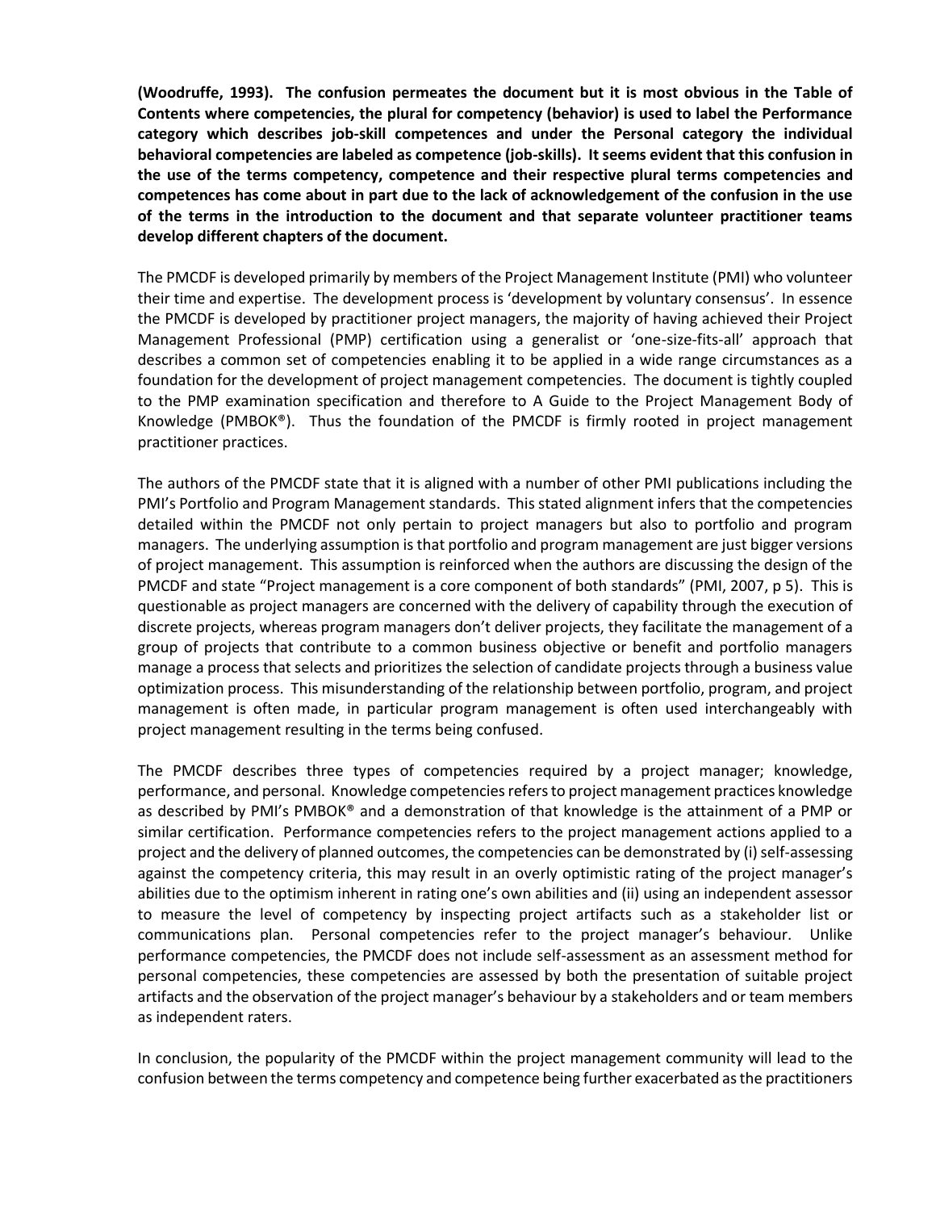**(Woodruffe, 1993). The confusion permeates the document but it is most obvious in the Table of Contents where competencies, the plural for competency (behavior) is used to label the Performance category which describes job-skill competences and under the Personal category the individual behavioral competencies are labeled as competence (job-skills). It seems evident that this confusion in the use of the terms competency, competence and their respective plural terms competencies and competences has come about in part due to the lack of acknowledgement of the confusion in the use of the terms in the introduction to the document and that separate volunteer practitioner teams develop different chapters of the document.**

The PMCDF is developed primarily by members of the Project Management Institute (PMI) who volunteer their time and expertise. The development process is 'development by voluntary consensus'. In essence the PMCDF is developed by practitioner project managers, the majority of having achieved their Project Management Professional (PMP) certification using a generalist or 'one-size-fits-all' approach that describes a common set of competencies enabling it to be applied in a wide range circumstances as a foundation for the development of project management competencies. The document is tightly coupled to the PMP examination specification and therefore to A Guide to the Project Management Body of Knowledge (PMBOK®). Thus the foundation of the PMCDF is firmly rooted in project management practitioner practices.

The authors of the PMCDF state that it is aligned with a number of other PMI publications including the PMI's Portfolio and Program Management standards. This stated alignment infers that the competencies detailed within the PMCDF not only pertain to project managers but also to portfolio and program managers. The underlying assumption is that portfolio and program management are just bigger versions of project management. This assumption is reinforced when the authors are discussing the design of the PMCDF and state "Project management is a core component of both standards" (PMI, 2007, p 5). This is questionable as project managers are concerned with the delivery of capability through the execution of discrete projects, whereas program managers don't deliver projects, they facilitate the management of a group of projects that contribute to a common business objective or benefit and portfolio managers manage a process that selects and prioritizes the selection of candidate projects through a business value optimization process. This misunderstanding of the relationship between portfolio, program, and project management is often made, in particular program management is often used interchangeably with project management resulting in the terms being confused.

The PMCDF describes three types of competencies required by a project manager; knowledge, performance, and personal. Knowledge competencies refers to project management practices knowledge as described by PMI's PMBOK® and a demonstration of that knowledge is the attainment of a PMP or similar certification. Performance competencies refers to the project management actions applied to a project and the delivery of planned outcomes, the competencies can be demonstrated by (i) self-assessing against the competency criteria, this may result in an overly optimistic rating of the project manager's abilities due to the optimism inherent in rating one's own abilities and (ii) using an independent assessor to measure the level of competency by inspecting project artifacts such as a stakeholder list or communications plan. Personal competencies refer to the project manager's behaviour. Unlike performance competencies, the PMCDF does not include self-assessment as an assessment method for personal competencies, these competencies are assessed by both the presentation of suitable project artifacts and the observation of the project manager's behaviour by a stakeholders and or team members as independent raters.

In conclusion, the popularity of the PMCDF within the project management community will lead to the confusion between the terms competency and competence being further exacerbated as the practitioners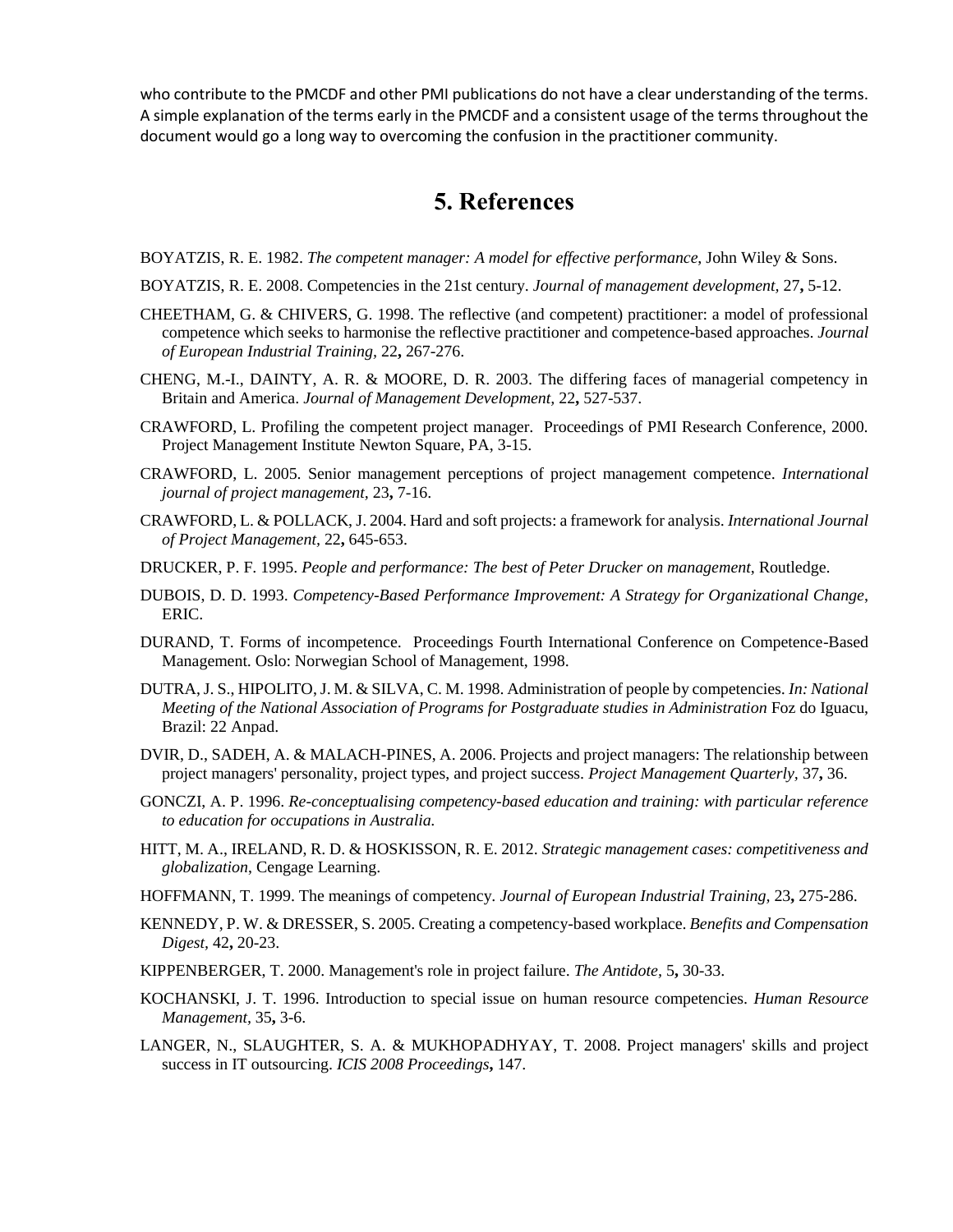who contribute to the PMCDF and other PMI publications do not have a clear understanding of the terms. A simple explanation of the terms early in the PMCDF and a consistent usage of the terms throughout the document would go a long way to overcoming the confusion in the practitioner community.

## 5. References

BOYATZIS, R. E. 1982. *The competent manager: A model for effective performance*, John Wiley & Sons.

BOYATZIS, R. E. 2008. Competencies in the 21st century. *Journal of management development,* 27**,** 5-12.

CHEETHAM, G. & CHIVERS, G. 1998. The reflective (and competent) practitioner: a model of professional competence which seeks to harmonise the reflective practitioner and competence-based approaches. *Journal of European Industrial Training,* 22**,** 267-276.

CHENG, M.-I., DAINTY, A. R. & MOORE, D. R. 2003. The differing faces of managerial competency in Britain and America. *Journal of Management Development,* 22**,** 527-537.

CRAWFORD, L. Profiling the competent project manager. Proceedings of PMI Research Conference, 2000. Project Management Institute Newton Square, PA, 3-15.

CRAWFORD, L. 2005. Senior management perceptions of project management competence. *International journal of project management,* 23**,** 7-16.

CRAWFORD, L. & POLLACK, J. 2004. Hard and soft projects: a framework for analysis. *International Journal of Project Management,* 22**,** 645-653.

DRUCKER, P. F. 1995. *People and performance: The best of Peter Drucker on management*, Routledge.

DUBOIS, D. D. 1993. *Competency-Based Performance Improvement: A Strategy for Organizational Change*, ERIC.

DURAND, T. Forms of incompetence. Proceedings Fourth International Conference on Competence-Based Management. Oslo: Norwegian School of Management, 1998.

DUTRA, J. S., HIPOLITO, J. M. & SILVA, C. M. 1998. Administration of people by competencies. *In: National Meeting of the National Association of Programs for Postgraduate studies in Administration* Foz do Iguacu, Brazil: 22 Anpad.

DVIR, D., SADEH, A. & MALACH-PINES, A. 2006. Projects and project managers: The relationship between project managers' personality, project types, and project success. *Project Management Quarterly,* 37**,** 36.

GONCZI, A. P. 1996. *Re-conceptualising competency-based education and training: with particular reference to education for occupations in Australia.*

HITT, M. A., IRELAND, R. D. & HOSKISSON, R. E. 2012. *Strategic management cases: competitiveness and globalization*, Cengage Learning.

HOFFMANN, T. 1999. The meanings of competency. *Journal of European Industrial Training,* 23**,** 275-286.

KENNEDY, P. W. & DRESSER, S. 2005. Creating a competency-based workplace. *Benefits and Compensation Digest,* 42**,** 20-23.

KIPPENBERGER, T. 2000. Management's role in project failure. *The Antidote,* 5**,** 30-33.

KOCHANSKI, J. T. 1996. Introduction to special issue on human resource competencies. *Human Resource Management,* 35**,** 3-6.

LANGER, N., SLAUGHTER, S. A. & MUKHOPADHYAY, T. 2008. Project managers' skills and project success in IT outsourcing. *ICIS 2008 Proceedings***,** 147.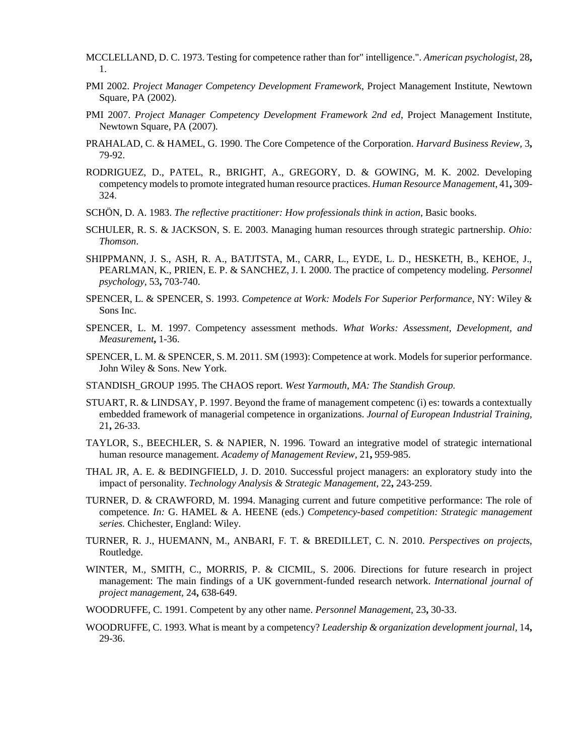MCCLELLAND, D. C. 1973. Testing for competence rather than for" intelligence.". *American psychologist,* 28**,** 1.

PMI 2002. *Project Manager Competency Development Framework*, Project Management Institute, Newtown Square, PA (2002).

PMI 2007. *Project Manager Competency Development Framework 2nd ed*, Project Management Institute, Newtown Square, PA (2007).

PRAHALAD, C. & HAMEL, G. 1990. The Core Competence of the Corporation. *Harvard Business Review,* 3**,** 79-92.

RODRIGUEZ, D., PATEL, R., BRIGHT, A., GREGORY, D. & GOWING, M. K. 2002. Developing competency models to promote integrated human resource practices. *Human Resource Management,* 41**,** 309-324.

SCHÖN, D. A. 1983. *The reflective practitioner: How professionals think in action*, Basic books.

SCHULER, R. S. & JACKSON, S. E. 2003. Managing human resources through strategic partnership. *Ohio: Thomson*.

SHIPPMANN, J. S., ASH, R. A., BATJTSTA, M., CARR, L., EYDE, L. D., HESKETH, B., KEHOE, J., PEARLMAN, K., PRIEN, E. P. & SANCHEZ, J. I. 2000. The practice of competency modeling. *Personnel psychology,* 53**,** 703-740.

SPENCER, L. & SPENCER, S. 1993. *Competence at Work: Models For Superior Performance*, NY: Wiley & Sons Inc.

SPENCER, L. M. 1997. Competency assessment methods. *What Works: Assessment, Development, and Measurement***,** 1-36.

SPENCER, L. M. & SPENCER, S. M. 2011. SM (1993): Competence at work. Models for superior performance. John Wiley & Sons. New York.

STANDISH_GROUP 1995. The CHAOS report. *West Yarmouth, MA: The Standish Group.*

STUART, R. & LINDSAY, P. 1997. Beyond the frame of management competenc (i) es: towards a contextually embedded framework of managerial competence in organizations. *Journal of European Industrial Training,* 21**,** 26-33.

TAYLOR, S., BEECHLER, S. & NAPIER, N. 1996. Toward an integrative model of strategic international human resource management. *Academy of Management Review,* 21**,** 959-985.

THAL JR, A. E. & BEDINGFIELD, J. D. 2010. Successful project managers: an exploratory study into the impact of personality. *Technology Analysis & Strategic Management,* 22**,** 243-259.

TURNER, D. & CRAWFORD, M. 1994. Managing current and future competitive performance: The role of competence. *In:* G. HAMEL & A. HEENE (eds.) *Competency-based competition: Strategic management series.* Chichester, England: Wiley.

TURNER, R. J., HUEMANN, M., ANBARI, F. T. & BREDILLET, C. N. 2010. *Perspectives on projects*, Routledge.

WINTER, M., SMITH, C., MORRIS, P. & CICMIL, S. 2006. Directions for future research in project management: The main findings of a UK government-funded research network. *International journal of project management,* 24**,** 638-649.

WOODRUFFE, C. 1991. Competent by any other name. *Personnel Management,* 23**,** 30-33.

WOODRUFFE, C. 1993. What is meant by a competency? *Leadership & organization development journal,* 14**,** 29-36.